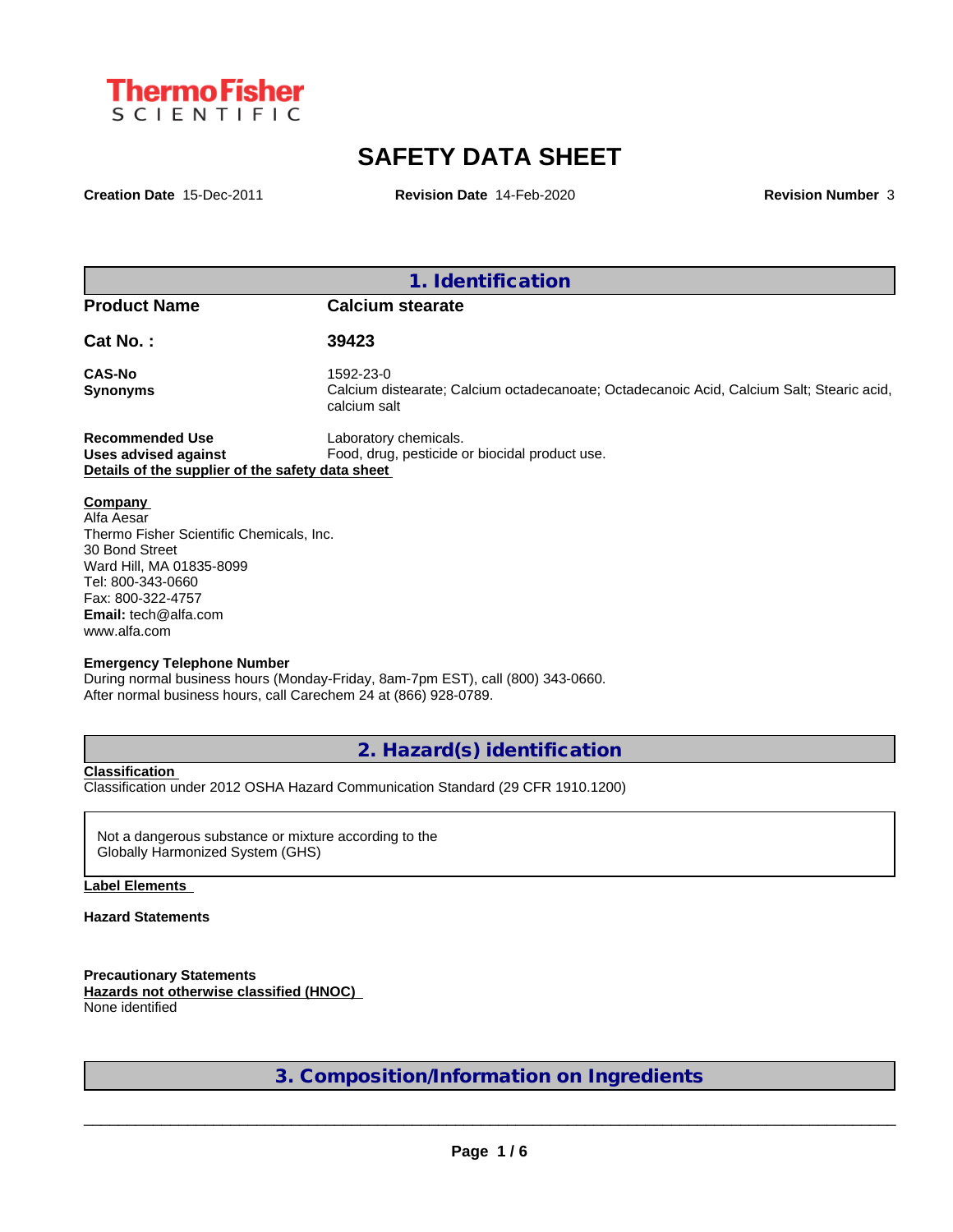**Thermo Fisher SCIENTIFIC**

# SAFETY DATA SHEET

**Creation Date** 15-Dec-2011 **Revision Date** 14-Feb-2020 **Revision Number** 3

## 1. Identification

**Product Name** Calcium stearate

**Cat No. :** 39423

**CAS-No** 1592-23-0
**Synonyms** Calcium distearate; Calcium octadecanoate; Octadecanoic Acid, Calcium Salt; Stearic acid, calcium salt

**Recommended Use** Laboratory chemicals.
**Uses advised against** Food, drug, pesticide or biocidal product use.
**Details of the supplier of the safety data sheet**

**Company**
Alfa Aesar
Thermo Fisher Scientific Chemicals, Inc.
30 Bond Street
Ward Hill, MA 01835-8099
Tel: 800-343-0660
Fax: 800-322-4757
**Email:** tech@alfa.com
www.alfa.com

**Emergency Telephone Number**
During normal business hours (Monday-Friday, 8am-7pm EST), call (800) 343-0660.
After normal business hours, call Carechem 24 at (866) 928-0789.

## 2. Hazard(s) identification

**Classification**
Classification under 2012 OSHA Hazard Communication Standard (29 CFR 1910.1200)

Not a dangerous substance or mixture according to the Globally Harmonized System (GHS)

**Label Elements**

**Hazard Statements**

**Precautionary Statements**
**Hazards not otherwise classified (HNOC)**
None identified

## 3. Composition/Information on Ingredients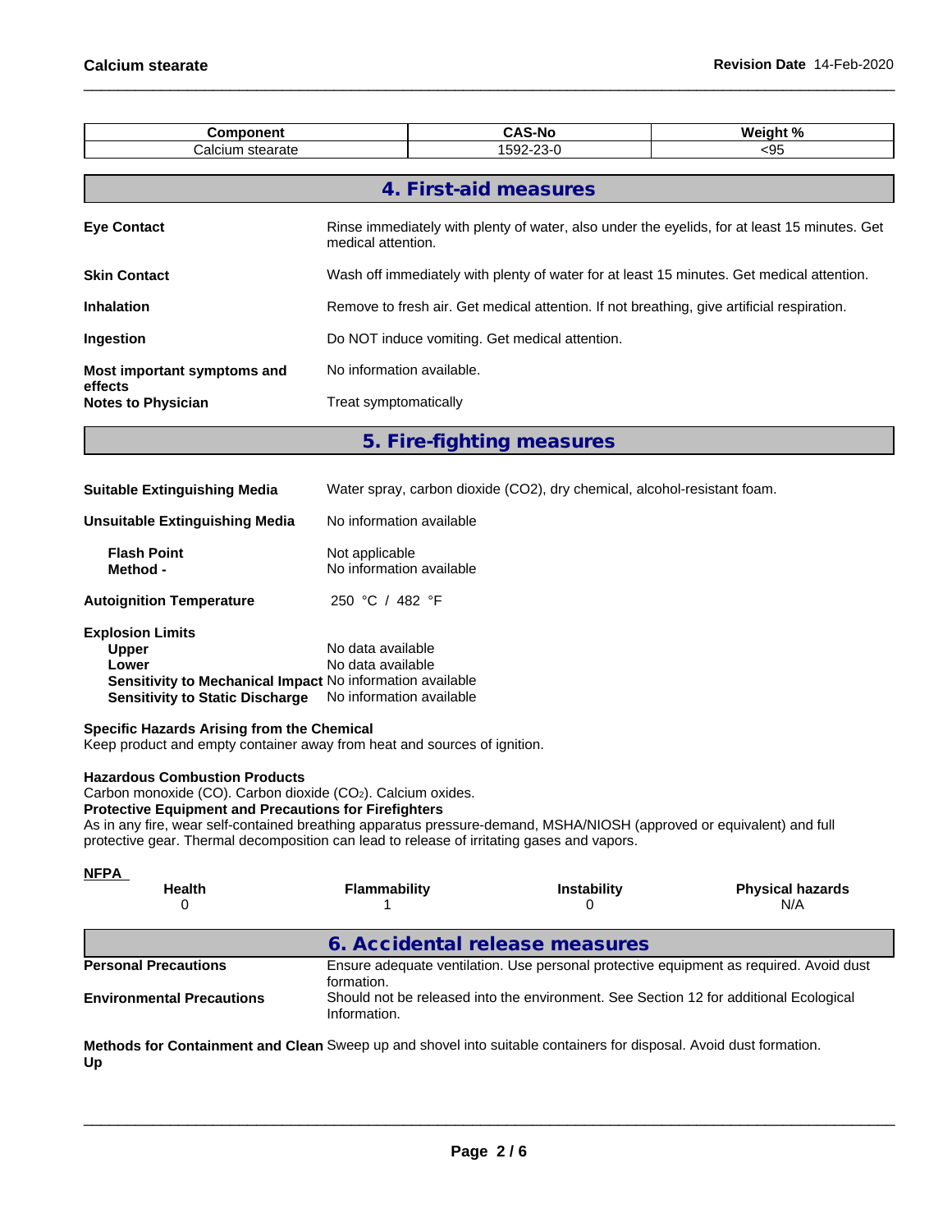| Component | CAS-No | Weight % |
|---|---|---|
| Calcium stearate | 1592-23-0 | <95 |

## 4. First-aid measures

**Eye Contact** Rinse immediately with plenty of water, also under the eyelids, for at least 15 minutes. Get medical attention.

**Skin Contact** Wash off immediately with plenty of water for at least 15 minutes. Get medical attention.

**Inhalation** Remove to fresh air. Get medical attention. If not breathing, give artificial respiration.

**Ingestion** Do NOT induce vomiting. Get medical attention.

**Most important symptoms and effects** No information available.

**Notes to Physician** Treat symptomatically

## 5. Fire-fighting measures

**Suitable Extinguishing Media** Water spray, carbon dioxide ($CO_2$), dry chemical, alcohol-resistant foam.

**Unsuitable Extinguishing Media** No information available

**Flash Point** Not applicable
**Method -** No information available

**Autoignition Temperature** 250 °C / 482 °F

**Explosion Limits**
**Upper** No data available
**Lower** No data available
**Sensitivity to Mechanical Impact** No information available
**Sensitivity to Static Discharge** No information available

**Specific Hazards Arising from the Chemical**
Keep product and empty container away from heat and sources of ignition.

**Hazardous Combustion Products**
Carbon monoxide (CO). Carbon dioxide ($CO_2$). Calcium oxides.

**Protective Equipment and Precautions for Firefighters**
As in any fire, wear self-contained breathing apparatus pressure-demand, MSHA/NIOSH (approved or equivalent) and full protective gear. Thermal decomposition can lead to release of irritating gases and vapors.

**NFPA**

| Health | Flammability | Instability | Physical hazards |
|---|---|---|---|
| 0 | 1 | 0 | N/A |

## 6. Accidental release measures

**Personal Precautions** Ensure adequate ventilation. Use personal protective equipment as required. Avoid dust formation.

**Environmental Precautions** Should not be released into the environment. See Section 12 for additional Ecological Information.

**Methods for Containment and Clean Up** Sweep up and shovel into suitable containers for disposal. Avoid dust formation.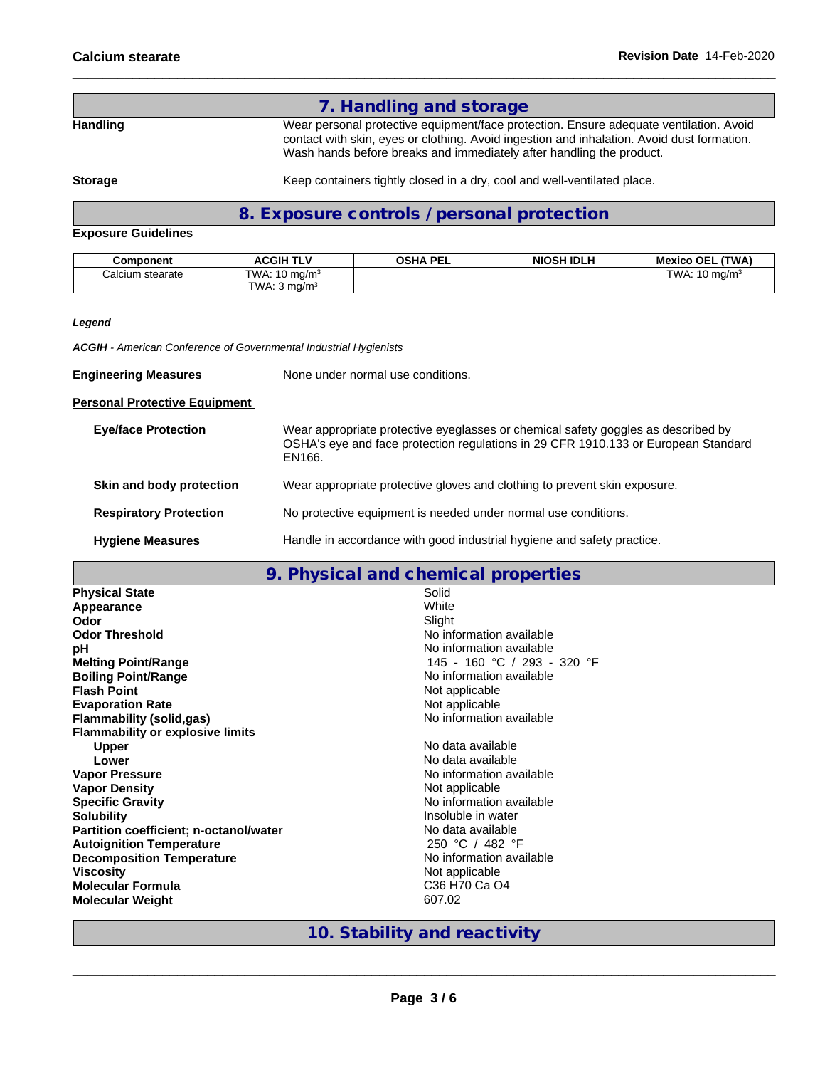## 7. Handling and storage

**Handling**
Wear personal protective equipment/face protection. Ensure adequate ventilation. Avoid contact with skin, eyes or clothing. Avoid ingestion and inhalation. Avoid dust formation. Wash hands before breaks and immediately after handling the product.

**Storage**
Keep containers tightly closed in a dry, cool and well-ventilated place.

## 8. Exposure controls / personal protection

**Exposure Guidelines**

| Component | ACGIH TLV | OSHA PEL | NIOSH IDLH | Mexico OEL (TWA) |
|---|---|---|---|---|
| Calcium stearate | TWA: 10 mg/m$^3$<br>TWA: 3 mg/m$^3$ | | | TWA: 10 mg/m$^3$ |

***Legend***

***ACGIH** - American Conference of Governmental Industrial Hygienists*

**Engineering Measures**
None under normal use conditions.

**Personal Protective Equipment**

**Eye/face Protection**
Wear appropriate protective eyeglasses or chemical safety goggles as described by OSHA's eye and face protection regulations in 29 CFR 1910.133 or European Standard EN166.

**Skin and body protection**
Wear appropriate protective gloves and clothing to prevent skin exposure.

**Respiratory Protection**
No protective equipment is needed under normal use conditions.

**Hygiene Measures**
Handle in accordance with good industrial hygiene and safety practice.

## 9. Physical and chemical properties

| Property | Value |
|---|---|
| **Physical State** | Solid |
| **Appearance** | White |
| **Odor** | Slight |
| **Odor Threshold** | No information available |
| **pH** | No information available |
| **Melting Point/Range** | 145 - 160 °C / 293 - 320 °F |
| **Boiling Point/Range** | No information available |
| **Flash Point** | Not applicable |
| **Evaporation Rate** | Not applicable |
| **Flammability (solid,gas)** | No information available |
| **Flammability or explosive limits** | |
| **Upper** | No data available |
| **Lower** | No data available |
| **Vapor Pressure** | No information available |
| **Vapor Density** | Not applicable |
| **Specific Gravity** | No information available |
| **Solubility** | Insoluble in water |
| **Partition coefficient; n-octanol/water** | No data available |
| **Autoignition Temperature** | 250 °C / 482 °F |
| **Decomposition Temperature** | No information available |
| **Viscosity** | Not applicable |
| **Molecular Formula** | C36 H70 Ca O4 |
| **Molecular Weight** | 607.02 |

## 10. Stability and reactivity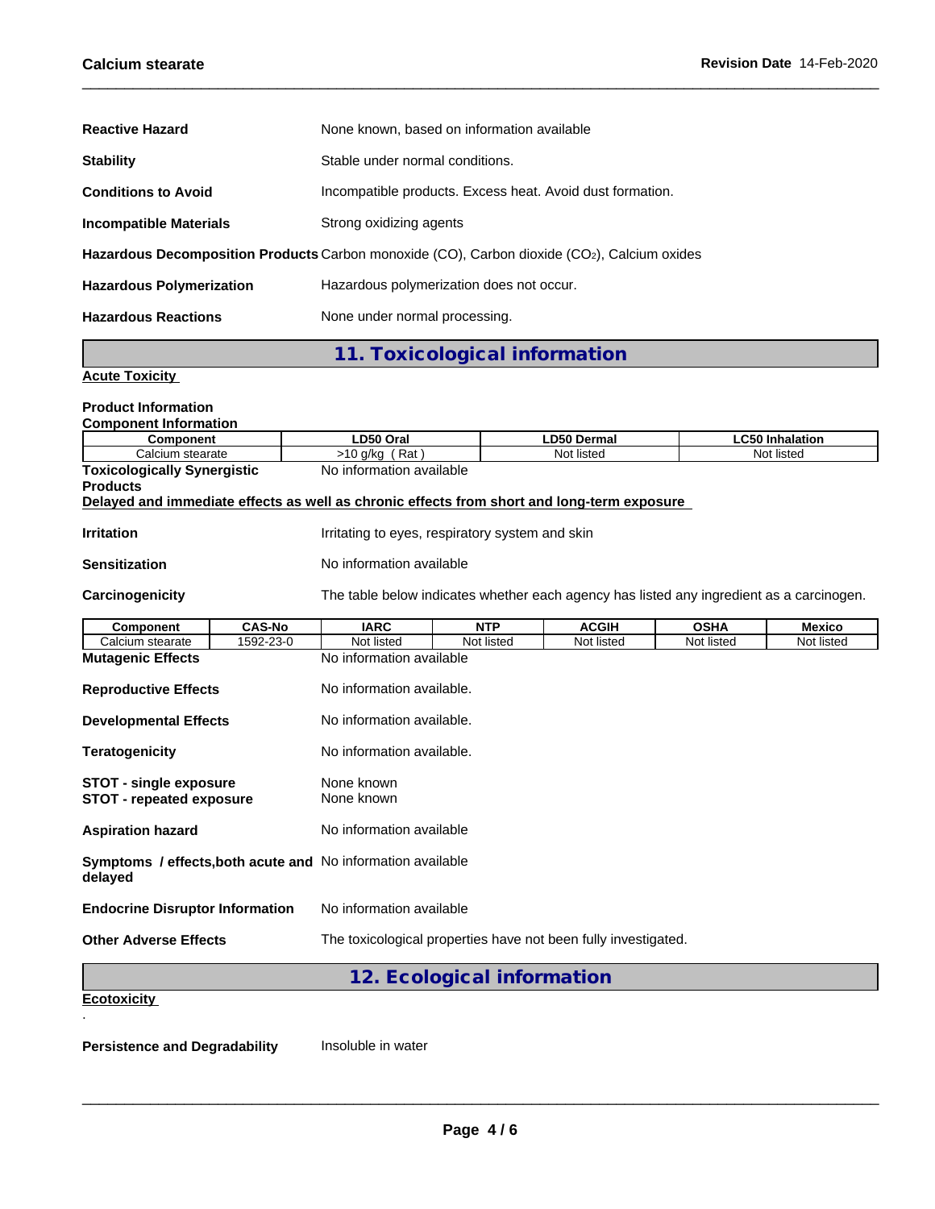**Reactive Hazard** None known, based on information available

**Stability** Stable under normal conditions.

**Conditions to Avoid** Incompatible products. Excess heat. Avoid dust formation.

**Incompatible Materials** Strong oxidizing agents

**Hazardous Decomposition Products** Carbon monoxide (CO), Carbon dioxide ($CO_2$), Calcium oxides

**Hazardous Polymerization** Hazardous polymerization does not occur.

**Hazardous Reactions** None under normal processing.

## 11. Toxicological information

**Acute Toxicity**

**Product Information**

**Component Information**

| Component | LD50 Oral | LD50 Dermal | LC50 Inhalation |
|---|---|---|---|
| Calcium stearate | >10 g/kg ( Rat ) | Not listed | Not listed |

**Toxicologically Synergistic Products** No information available

**Delayed and immediate effects as well as chronic effects from short and long-term exposure**

**Irritation** Irritating to eyes, respiratory system and skin

**Sensitization** No information available

**Carcinogenicity** The table below indicates whether each agency has listed any ingredient as a carcinogen.

| Component | CAS-No | IARC | NTP | ACGIH | OSHA | Mexico |
|---|---|---|---|---|---|---|
| Calcium stearate | 1592-23-0 | Not listed | Not listed | Not listed | Not listed | Not listed |

**Mutagenic Effects** No information available

**Reproductive Effects** No information available.

**Developmental Effects** No information available.

**Teratogenicity** No information available.

**STOT - single exposure** None known

**STOT - repeated exposure** None known

**Aspiration hazard** No information available

**Symptoms / effects,both acute and delayed** No information available

**Endocrine Disruptor Information** No information available

**Other Adverse Effects** The toxicological properties have not been fully investigated.

## 12. Ecological information

**Ecotoxicity**

.

**Persistence and Degradability** Insoluble in water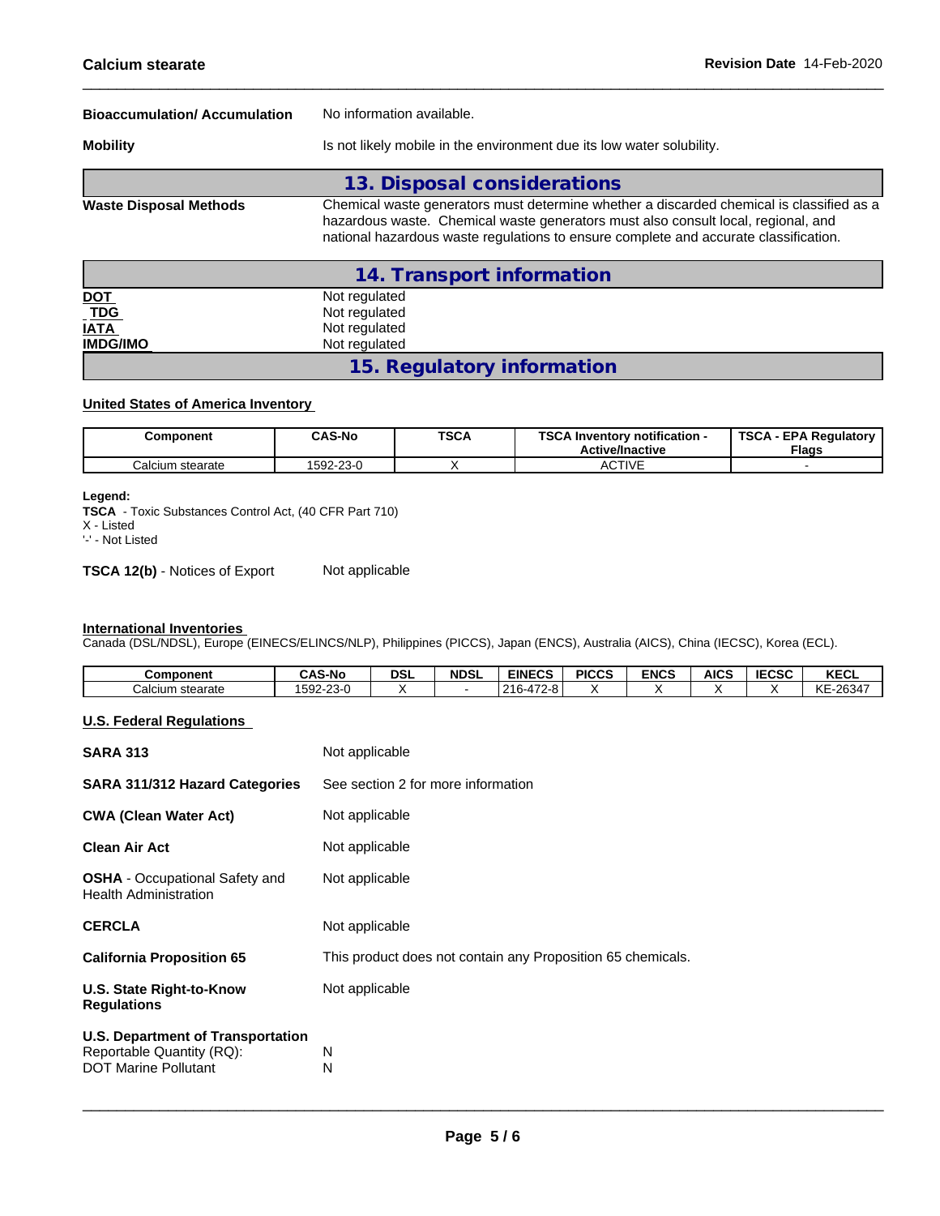**Bioaccumulation/ Accumulation** No information available.

**Mobility** Is not likely mobile in the environment due its low water solubility.

## 13. Disposal considerations

**Waste Disposal Methods** Chemical waste generators must determine whether a discarded chemical is classified as a hazardous waste. Chemical waste generators must also consult local, regional, and national hazardous waste regulations to ensure complete and accurate classification.

## 14. Transport information

| | |
|---|---|
| **DOT** | Not regulated |
| **TDG** | Not regulated |
| **IATA** | Not regulated |
| **IMDG/IMO** | Not regulated |

## 15. Regulatory information

**United States of America Inventory**

| Component | CAS-No | TSCA | TSCA Inventory notification - Active/Inactive | TSCA - EPA Regulatory Flags |
|---|---|---|---|---|
| Calcium stearate | 1592-23-0 | X | ACTIVE | - |

**Legend:**
**TSCA** - Toxic Substances Control Act, (40 CFR Part 710)
X - Listed
'-' - Not Listed

**TSCA 12(b)** - Notices of Export Not applicable

**International Inventories**
Canada (DSL/NDSL), Europe (EINECS/ELINCS/NLP), Philippines (PICCS), Japan (ENCS), Australia (AICS), China (IECSC), Korea (ECL).

| Component | CAS-No | DSL | NDSL | EINECS | PICCS | ENCS | AICS | IECSC | KECL |
|---|---|---|---|---|---|---|---|---|---|
| Calcium stearate | 1592-23-0 | X | - | 216-472-8 | X | X | X | X | KE-26347 |

**U.S. Federal Regulations**

**SARA 313** Not applicable

**SARA 311/312 Hazard Categories** See section 2 for more information

**CWA (Clean Water Act)** Not applicable

**Clean Air Act** Not applicable

**OSHA** - Occupational Safety and Health Administration Not applicable

**CERCLA** Not applicable

**California Proposition 65** This product does not contain any Proposition 65 chemicals.

**U.S. State Right-to-Know Regulations** Not applicable

**U.S. Department of Transportation**
Reportable Quantity (RQ): N
DOT Marine Pollutant N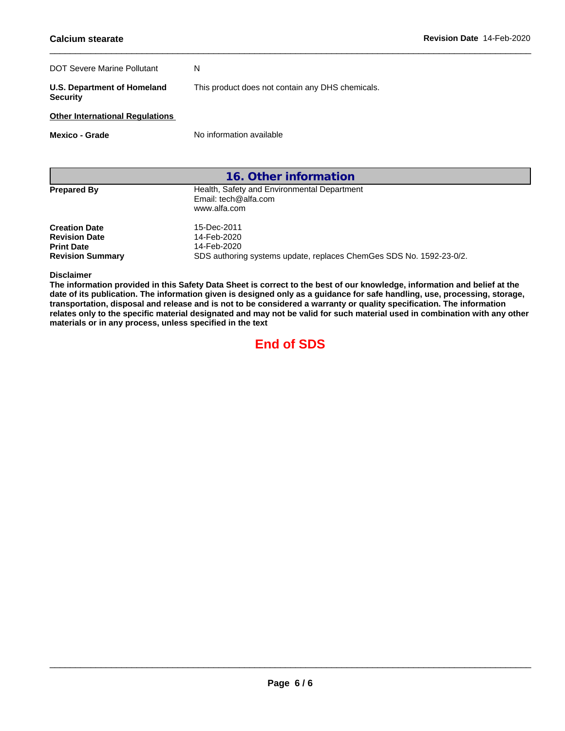| | |
|---|---|
| DOT Severe Marine Pollutant | N |
| **U.S. Department of Homeland Security** | This product does not contain any DHS chemicals. |

**Other International Regulations**

| | |
|---|---|
| **Mexico - Grade** | No information available |

## 16. Other information

| | |
|---|---|
| **Prepared By** | Health, Safety and Environmental Department<br>Email: tech@alfa.com<br>www.alfa.com |
| **Creation Date** | 15-Dec-2011 |
| **Revision Date** | 14-Feb-2020 |
| **Print Date** | 14-Feb-2020 |
| **Revision Summary** | SDS authoring systems update, replaces ChemGes SDS No. 1592-23-0/2. |

**Disclaimer**

**The information provided in this Safety Data Sheet is correct to the best of our knowledge, information and belief at the date of its publication. The information given is designed only as a guidance for safe handling, use, processing, storage, transportation, disposal and release and is not to be considered a warranty or quality specification. The information relates only to the specific material designated and may not be valid for such material used in combination with any other materials or in any process, unless specified in the text**

**End of SDS**